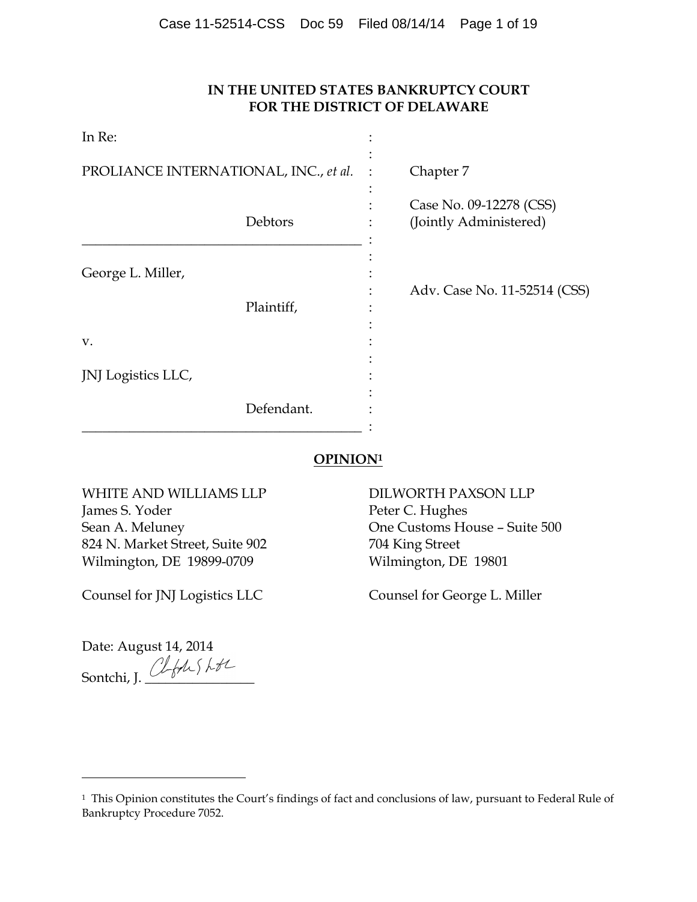**IN THE UNITED STATES BANKRUPTCY COURT**
**FOR THE DISTRICT OF DELAWARE**

| | | |
|---|---|---|
| In Re: | : | |
| PROLIANCE INTERNATIONAL, INC., *et al.* | : | Chapter 7 |
| Debtors | : | Case No. 09-12278 (CSS) (Jointly Administered) |
| George L. Miller, | : | |
| Plaintiff, | : | Adv. Case No. 11-52514 (CSS) |
| v. | : | |
| JNJ Logistics LLC, | : | |
| Defendant. | : | |

**OPINION[1]**

WHITE AND WILLIAMS LLP
James S. Yoder
Sean A. Meluney
824 N. Market Street, Suite 902
Wilmington, DE 19899-0709

Counsel for JNJ Logistics LLC

DILWORTH PAXSON LLP
Peter C. Hughes
One Customs House – Suite 500
704 King Street
Wilmington, DE 19801

Counsel for George L. Miller

Date: August 14, 2014

Sontchi, J. ________________

[1] This Opinion constitutes the Court's findings of fact and conclusions of law, pursuant to Federal Rule of Bankruptcy Procedure 7052.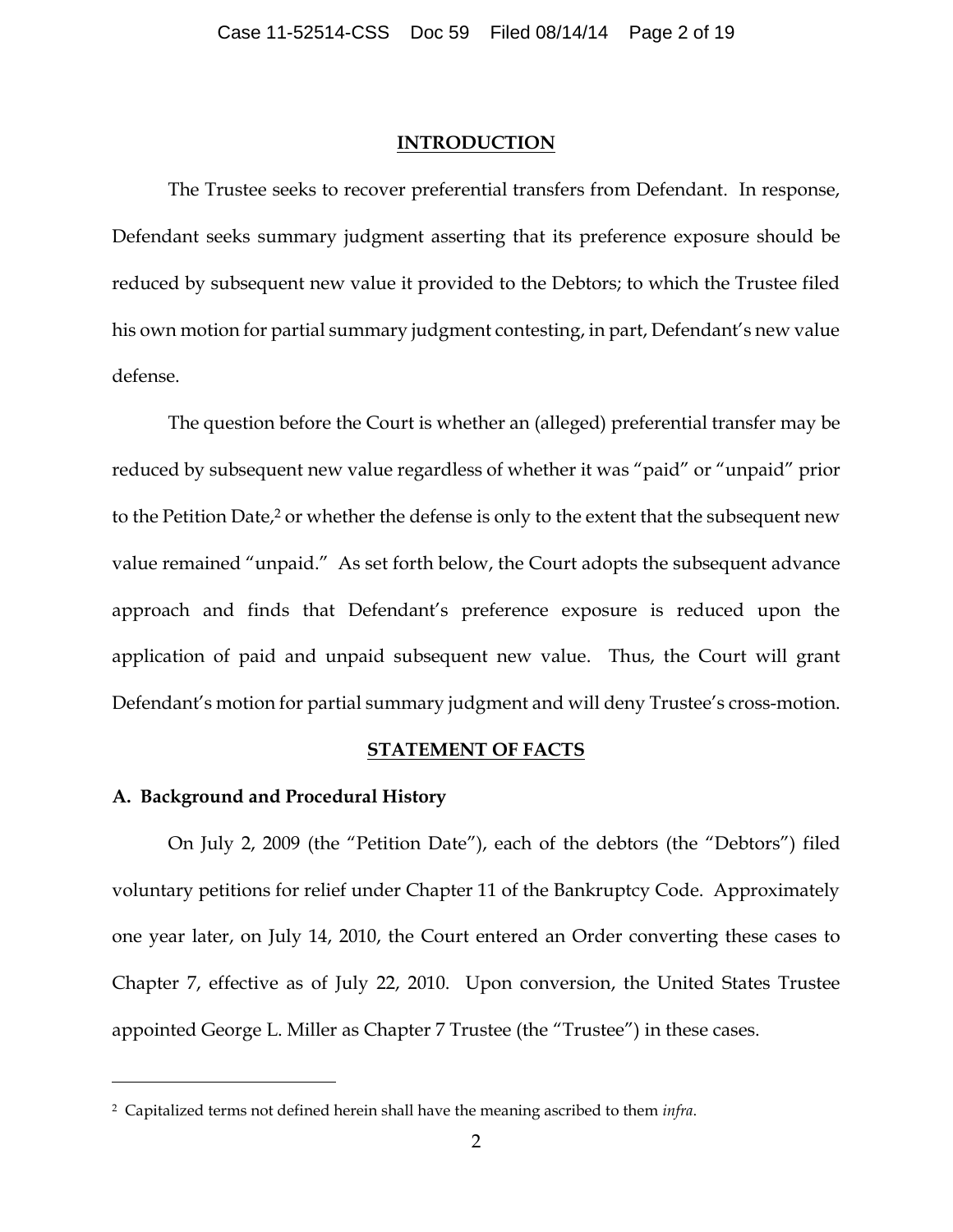## INTRODUCTION

The Trustee seeks to recover preferential transfers from Defendant. In response, Defendant seeks summary judgment asserting that its preference exposure should be reduced by subsequent new value it provided to the Debtors; to which the Trustee filed his own motion for partial summary judgment contesting, in part, Defendant's new value defense.

The question before the Court is whether an (alleged) preferential transfer may be reduced by subsequent new value regardless of whether it was "paid" or "unpaid" prior to the Petition Date,[2] or whether the defense is only to the extent that the subsequent new value remained "unpaid." As set forth below, the Court adopts the subsequent advance approach and finds that Defendant's preference exposure is reduced upon the application of paid and unpaid subsequent new value. Thus, the Court will grant Defendant's motion for partial summary judgment and will deny Trustee's cross-motion.

## STATEMENT OF FACTS

### A. Background and Procedural History

On July 2, 2009 (the "Petition Date"), each of the debtors (the "Debtors") filed voluntary petitions for relief under Chapter 11 of the Bankruptcy Code. Approximately one year later, on July 14, 2010, the Court entered an Order converting these cases to Chapter 7, effective as of July 22, 2010. Upon conversion, the United States Trustee appointed George L. Miller as Chapter 7 Trustee (the "Trustee") in these cases.

---

[2] Capitalized terms not defined herein shall have the meaning ascribed to them *infra*.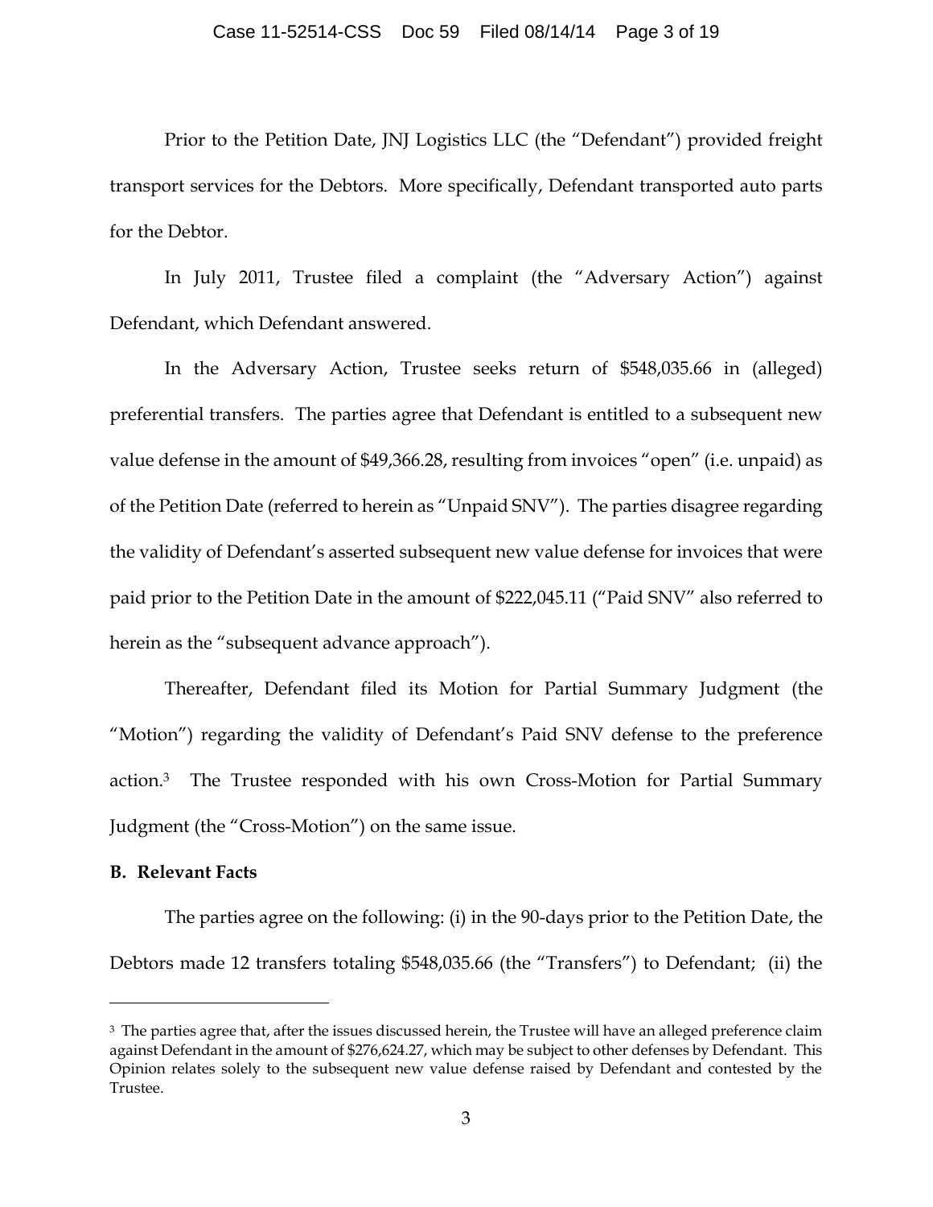Prior to the Petition Date, JNJ Logistics LLC (the "Defendant") provided freight transport services for the Debtors. More specifically, Defendant transported auto parts for the Debtor.

In July 2011, Trustee filed a complaint (the "Adversary Action") against Defendant, which Defendant answered.

In the Adversary Action, Trustee seeks return of $548,035.66 in (alleged) preferential transfers. The parties agree that Defendant is entitled to a subsequent new value defense in the amount of $49,366.28, resulting from invoices "open" (i.e. unpaid) as of the Petition Date (referred to herein as "Unpaid SNV"). The parties disagree regarding the validity of Defendant's asserted subsequent new value defense for invoices that were paid prior to the Petition Date in the amount of $222,045.11 ("Paid SNV" also referred to herein as the "subsequent advance approach").

Thereafter, Defendant filed its Motion for Partial Summary Judgment (the "Motion") regarding the validity of Defendant's Paid SNV defense to the preference action.[3] The Trustee responded with his own Cross-Motion for Partial Summary Judgment (the "Cross-Motion") on the same issue.

**B. Relevant Facts**

The parties agree on the following: (i) in the 90-days prior to the Petition Date, the Debtors made 12 transfers totaling $548,035.66 (the "Transfers") to Defendant; (ii) the

---

[3] The parties agree that, after the issues discussed herein, the Trustee will have an alleged preference claim against Defendant in the amount of $276,624.27, which may be subject to other defenses by Defendant. This Opinion relates solely to the subsequent new value defense raised by Defendant and contested by the Trustee.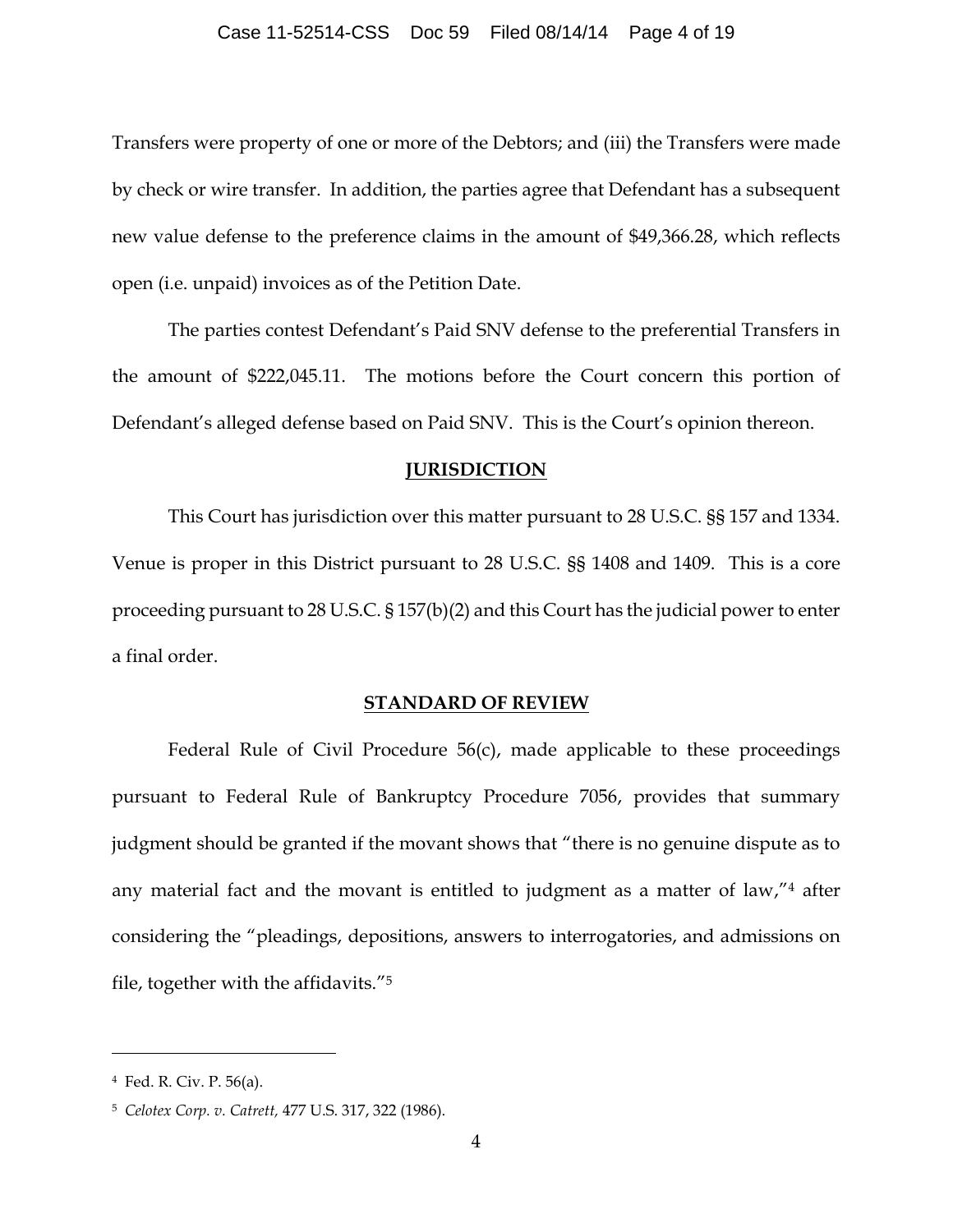Transfers were property of one or more of the Debtors; and (iii) the Transfers were made by check or wire transfer. In addition, the parties agree that Defendant has a subsequent new value defense to the preference claims in the amount of $49,366.28, which reflects open (i.e. unpaid) invoices as of the Petition Date.

The parties contest Defendant's Paid SNV defense to the preferential Transfers in the amount of $222,045.11. The motions before the Court concern this portion of Defendant's alleged defense based on Paid SNV. This is the Court's opinion thereon.

## JURISDICTION

This Court has jurisdiction over this matter pursuant to 28 U.S.C. §§ 157 and 1334. Venue is proper in this District pursuant to 28 U.S.C. §§ 1408 and 1409. This is a core proceeding pursuant to 28 U.S.C. § 157(b)(2) and this Court has the judicial power to enter a final order.

## STANDARD OF REVIEW

Federal Rule of Civil Procedure 56(c), made applicable to these proceedings pursuant to Federal Rule of Bankruptcy Procedure 7056, provides that summary judgment should be granted if the movant shows that "there is no genuine dispute as to any material fact and the movant is entitled to judgment as a matter of law,"[4] after considering the "pleadings, depositions, answers to interrogatories, and admissions on file, together with the affidavits."[5]

---

[4] Fed. R. Civ. P. 56(a).

[5] *Celotex Corp. v. Catrett*, 477 U.S. 317, 322 (1986).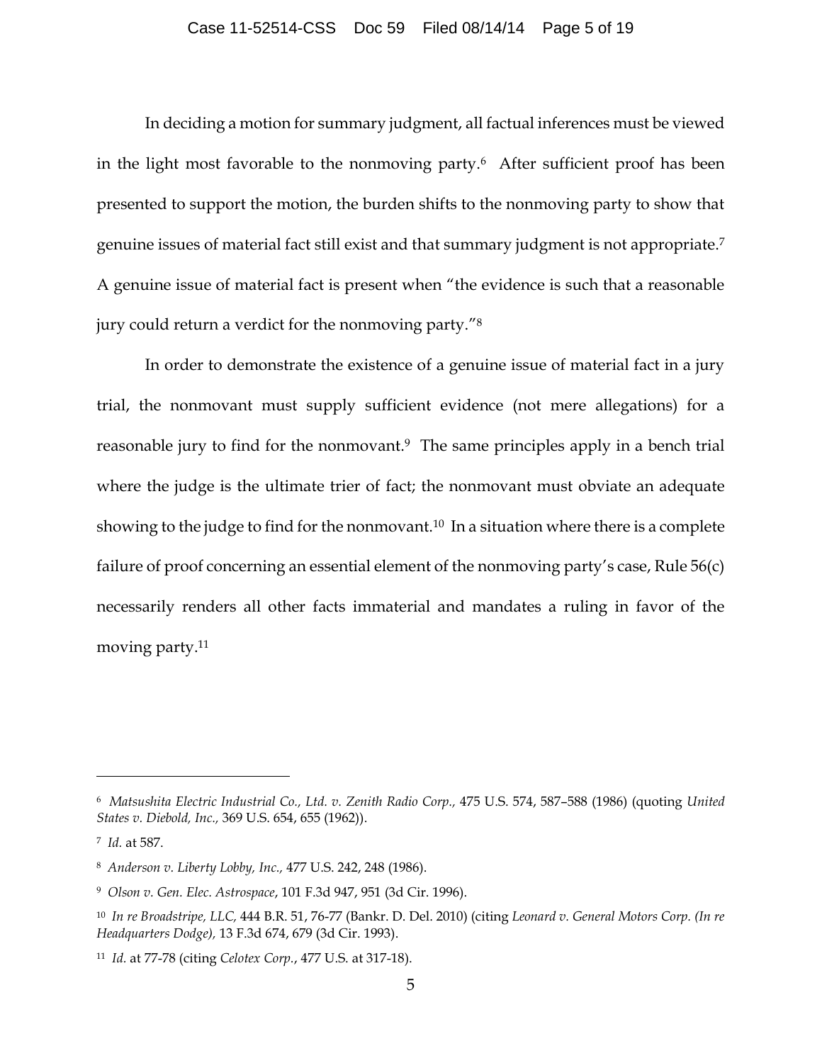In deciding a motion for summary judgment, all factual inferences must be viewed in the light most favorable to the nonmoving party.[6] After sufficient proof has been presented to support the motion, the burden shifts to the nonmoving party to show that genuine issues of material fact still exist and that summary judgment is not appropriate.[7] A genuine issue of material fact is present when "the evidence is such that a reasonable jury could return a verdict for the nonmoving party."[8]

In order to demonstrate the existence of a genuine issue of material fact in a jury trial, the nonmovant must supply sufficient evidence (not mere allegations) for a reasonable jury to find for the nonmovant.[9] The same principles apply in a bench trial where the judge is the ultimate trier of fact; the nonmovant must obviate an adequate showing to the judge to find for the nonmovant.[10] In a situation where there is a complete failure of proof concerning an essential element of the nonmoving party's case, Rule 56(c) necessarily renders all other facts immaterial and mandates a ruling in favor of the moving party.[11]

---

[6] *Matsushita Electric Industrial Co., Ltd. v. Zenith Radio Corp.,* 475 U.S. 574, 587–588 (1986) (quoting *United States v. Diebold, Inc.,* 369 U.S. 654, 655 (1962)).

[7] *Id.* at 587.

[8] *Anderson v. Liberty Lobby, Inc.,* 477 U.S. 242, 248 (1986).

[9] *Olson v. Gen. Elec. Astrospace*, 101 F.3d 947, 951 (3d Cir. 1996).

[10] *In re Broadstripe, LLC,* 444 B.R. 51, 76-77 (Bankr. D. Del. 2010) (citing *Leonard v. General Motors Corp. (In re Headquarters Dodge),* 13 F.3d 674, 679 (3d Cir. 1993).

[11] *Id.* at 77-78 (citing *Celotex Corp.*, 477 U.S. at 317-18).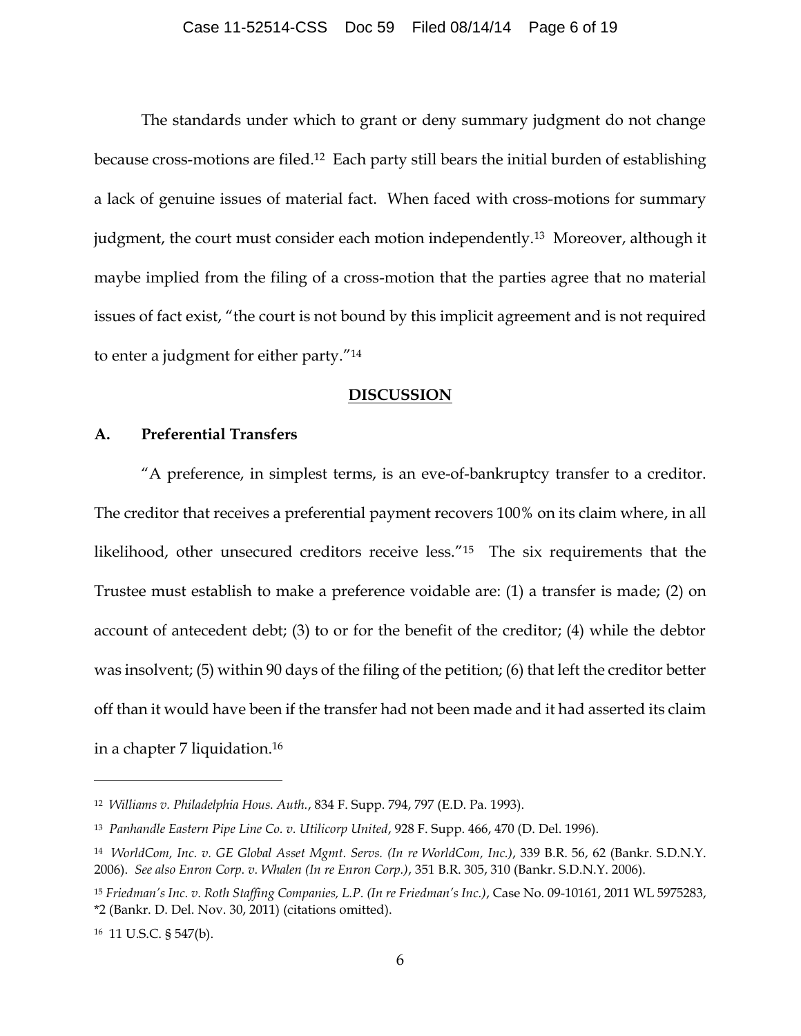The standards under which to grant or deny summary judgment do not change because cross-motions are filed.[12] Each party still bears the initial burden of establishing a lack of genuine issues of material fact. When faced with cross-motions for summary judgment, the court must consider each motion independently.[13] Moreover, although it maybe implied from the filing of a cross-motion that the parties agree that no material issues of fact exist, "the court is not bound by this implicit agreement and is not required to enter a judgment for either party."[14]

## DISCUSSION

### A. Preferential Transfers

"A preference, in simplest terms, is an eve-of-bankruptcy transfer to a creditor. The creditor that receives a preferential payment recovers 100% on its claim where, in all likelihood, other unsecured creditors receive less."[15] The six requirements that the Trustee must establish to make a preference voidable are: (1) a transfer is made; (2) on account of antecedent debt; (3) to or for the benefit of the creditor; (4) while the debtor was insolvent; (5) within 90 days of the filing of the petition; (6) that left the creditor better off than it would have been if the transfer had not been made and it had asserted its claim in a chapter 7 liquidation.[16]

---

[12] *Williams v. Philadelphia Hous. Auth.*, 834 F. Supp. 794, 797 (E.D. Pa. 1993).

[13] *Panhandle Eastern Pipe Line Co. v. Utilicorp United*, 928 F. Supp. 466, 470 (D. Del. 1996).

[14] *WorldCom, Inc. v. GE Global Asset Mgmt. Servs. (In re WorldCom, Inc.)*, 339 B.R. 56, 62 (Bankr. S.D.N.Y. 2006). *See also Enron Corp. v. Whalen (In re Enron Corp.)*, 351 B.R. 305, 310 (Bankr. S.D.N.Y. 2006).

[15] *Friedman's Inc. v. Roth Staffing Companies, L.P. (In re Friedman's Inc.)*, Case No. 09-10161, 2011 WL 5975283, *2 (Bankr. D. Del. Nov. 30, 2011) (citations omitted).

[16] 11 U.S.C. § 547(b).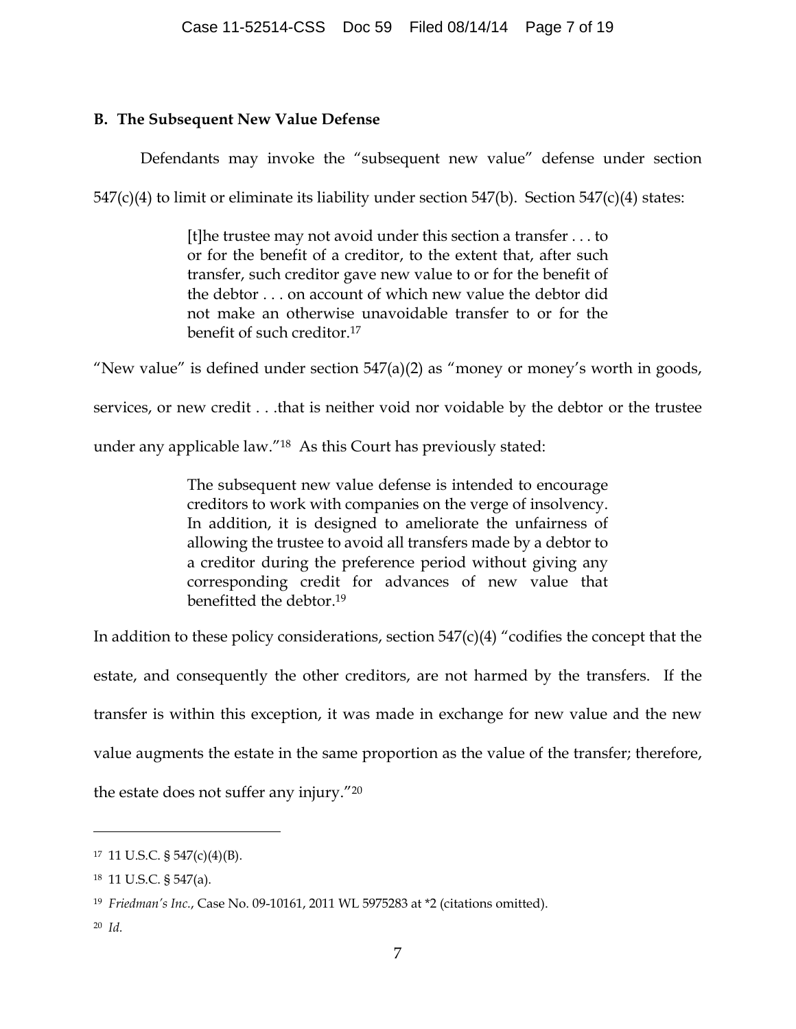### B. The Subsequent New Value Defense

Defendants may invoke the "subsequent new value" defense under section 547(c)(4) to limit or eliminate its liability under section 547(b). Section 547(c)(4) states:

> [t]he trustee may not avoid under this section a transfer . . . to or for the benefit of a creditor, to the extent that, after such transfer, such creditor gave new value to or for the benefit of the debtor . . . on account of which new value the debtor did not make an otherwise unavoidable transfer to or for the benefit of such creditor.[17]

"New value" is defined under section 547(a)(2) as "money or money's worth in goods, services, or new credit . . .that is neither void nor voidable by the debtor or the trustee under any applicable law."[18] As this Court has previously stated:

> The subsequent new value defense is intended to encourage creditors to work with companies on the verge of insolvency. In addition, it is designed to ameliorate the unfairness of allowing the trustee to avoid all transfers made by a debtor to a creditor during the preference period without giving any corresponding credit for advances of new value that benefitted the debtor.[19]

In addition to these policy considerations, section 547(c)(4) "codifies the concept that the estate, and consequently the other creditors, are not harmed by the transfers. If the transfer is within this exception, it was made in exchange for new value and the new value augments the estate in the same proportion as the value of the transfer; therefore, the estate does not suffer any injury."[20]

---

[17] 11 U.S.C. § 547(c)(4)(B).

[18] 11 U.S.C. § 547(a).

[19] *Friedman's Inc.*, Case No. 09-10161, 2011 WL 5975283 at *2 (citations omitted).

[20] *Id.*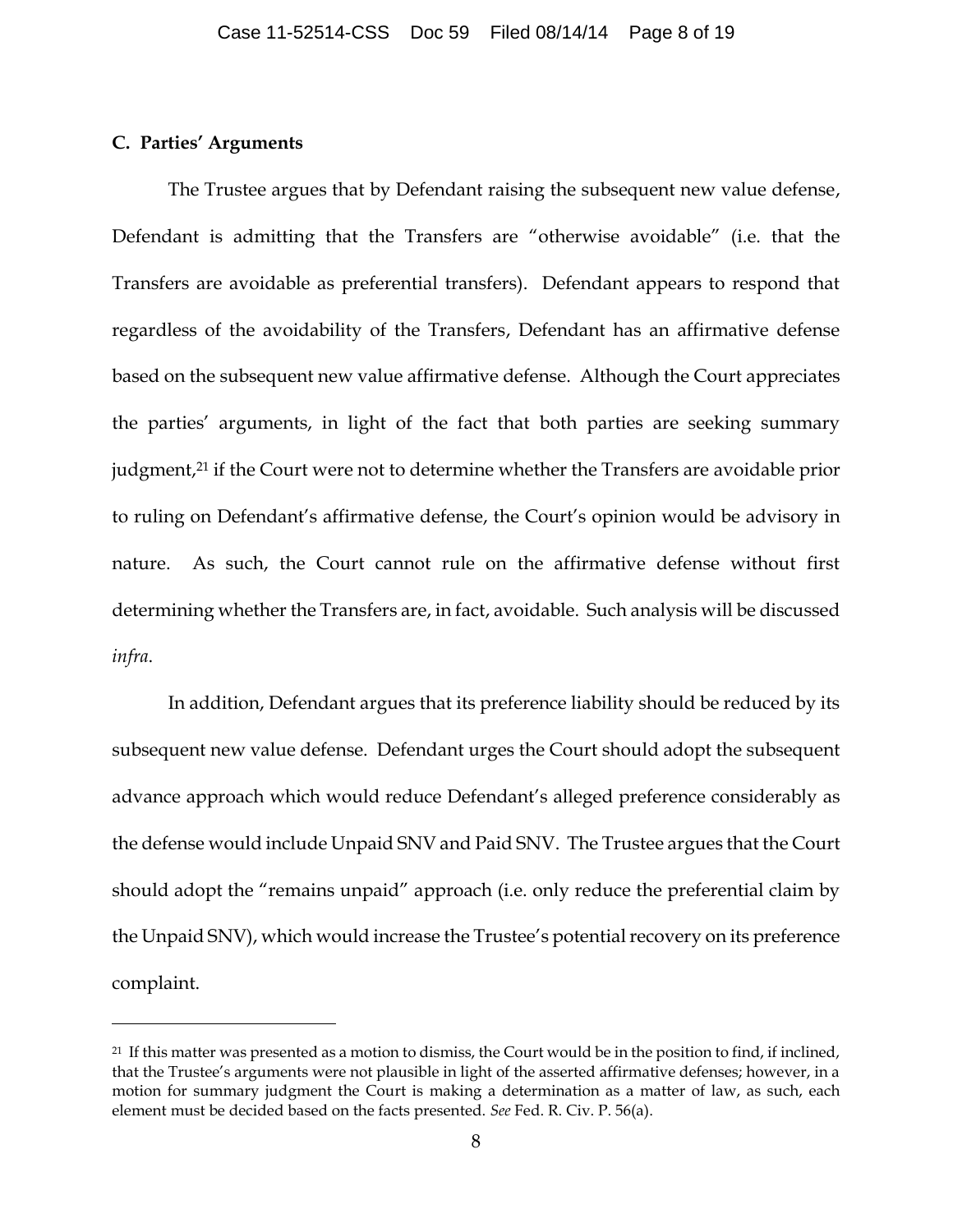### C. Parties' Arguments

The Trustee argues that by Defendant raising the subsequent new value defense, Defendant is admitting that the Transfers are "otherwise avoidable" (i.e. that the Transfers are avoidable as preferential transfers). Defendant appears to respond that regardless of the avoidability of the Transfers, Defendant has an affirmative defense based on the subsequent new value affirmative defense. Although the Court appreciates the parties' arguments, in light of the fact that both parties are seeking summary judgment,[21] if the Court were not to determine whether the Transfers are avoidable prior to ruling on Defendant's affirmative defense, the Court's opinion would be advisory in nature. As such, the Court cannot rule on the affirmative defense without first determining whether the Transfers are, in fact, avoidable. Such analysis will be discussed *infra*.

In addition, Defendant argues that its preference liability should be reduced by its subsequent new value defense. Defendant urges the Court should adopt the subsequent advance approach which would reduce Defendant's alleged preference considerably as the defense would include Unpaid SNV and Paid SNV. The Trustee argues that the Court should adopt the "remains unpaid" approach (i.e. only reduce the preferential claim by the Unpaid SNV), which would increase the Trustee's potential recovery on its preference complaint.

---

[21] If this matter was presented as a motion to dismiss, the Court would be in the position to find, if inclined, that the Trustee's arguments were not plausible in light of the asserted affirmative defenses; however, in a motion for summary judgment the Court is making a determination as a matter of law, as such, each element must be decided based on the facts presented. *See* Fed. R. Civ. P. 56(a).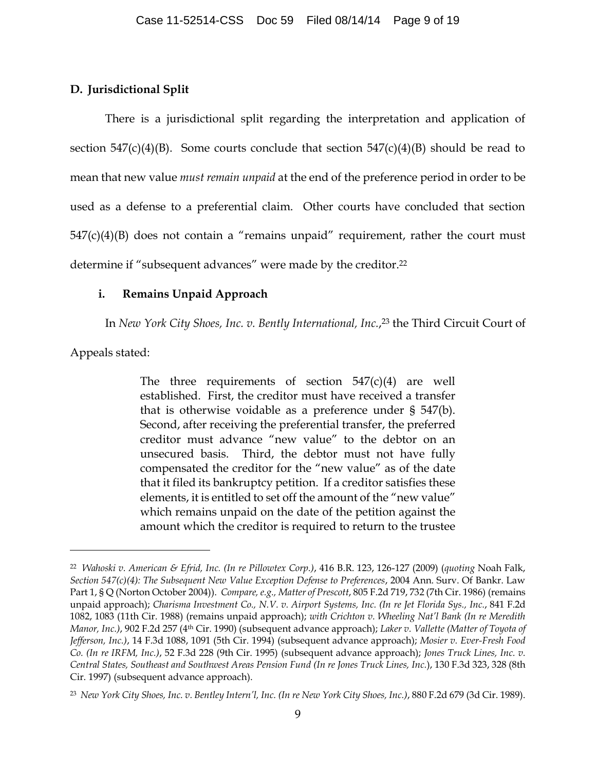## D. Jurisdictional Split

There is a jurisdictional split regarding the interpretation and application of section 547(c)(4)(B). Some courts conclude that section 547(c)(4)(B) should be read to mean that new value *must remain unpaid* at the end of the preference period in order to be used as a defense to a preferential claim. Other courts have concluded that section 547(c)(4)(B) does not contain a "remains unpaid" requirement, rather the court must determine if "subsequent advances" were made by the creditor.[22]

### i. Remains Unpaid Approach

In *New York City Shoes, Inc. v. Bently International, Inc.*,[23] the Third Circuit Court of Appeals stated:

> The three requirements of section 547(c)(4) are well established. First, the creditor must have received a transfer that is otherwise voidable as a preference under § 547(b). Second, after receiving the preferential transfer, the preferred creditor must advance "new value" to the debtor on an unsecured basis. Third, the debtor must not have fully compensated the creditor for the "new value" as of the date that it filed its bankruptcy petition. If a creditor satisfies these elements, it is entitled to set off the amount of the "new value" which remains unpaid on the date of the petition against the amount which the creditor is required to return to the trustee

---

[22] *Wahoski v. American & Efird, Inc. (In re Pillowtex Corp.)*, 416 B.R. 123, 126-127 (2009) (*quoting* Noah Falk, *Section 547(c)(4): The Subsequent New Value Exception Defense to Preferences*, 2004 Ann. Surv. Of Bankr. Law Part 1, § Q (Norton October 2004)). *Compare, e.g., Matter of Prescott*, 805 F.2d 719, 732 (7th Cir. 1986) (remains unpaid approach); *Charisma Investment Co., N.V. v. Airport Systems, Inc. (In re Jet Florida Sys., Inc.*, 841 F.2d 1082, 1083 (11th Cir. 1988) (remains unpaid approach); *with Crichton v. Wheeling Nat'l Bank (In re Meredith Manor, Inc.)*, 902 F.2d 257 (4th Cir. 1990) (subsequent advance approach); *Laker v. Vallette (Matter of Toyota of Jefferson, Inc.)*, 14 F.3d 1088, 1091 (5th Cir. 1994) (subsequent advance approach); *Mosier v. Ever-Fresh Food Co. (In re IRFM, Inc.)*, 52 F.3d 228 (9th Cir. 1995) (subsequent advance approach); *Jones Truck Lines, Inc. v. Central States, Southeast and Southwest Areas Pension Fund (In re Jones Truck Lines, Inc.*), 130 F.3d 323, 328 (8th Cir. 1997) (subsequent advance approach).

[23] *New York City Shoes, Inc. v. Bentley Intern'l, Inc. (In re New York City Shoes, Inc.)*, 880 F.2d 679 (3d Cir. 1989).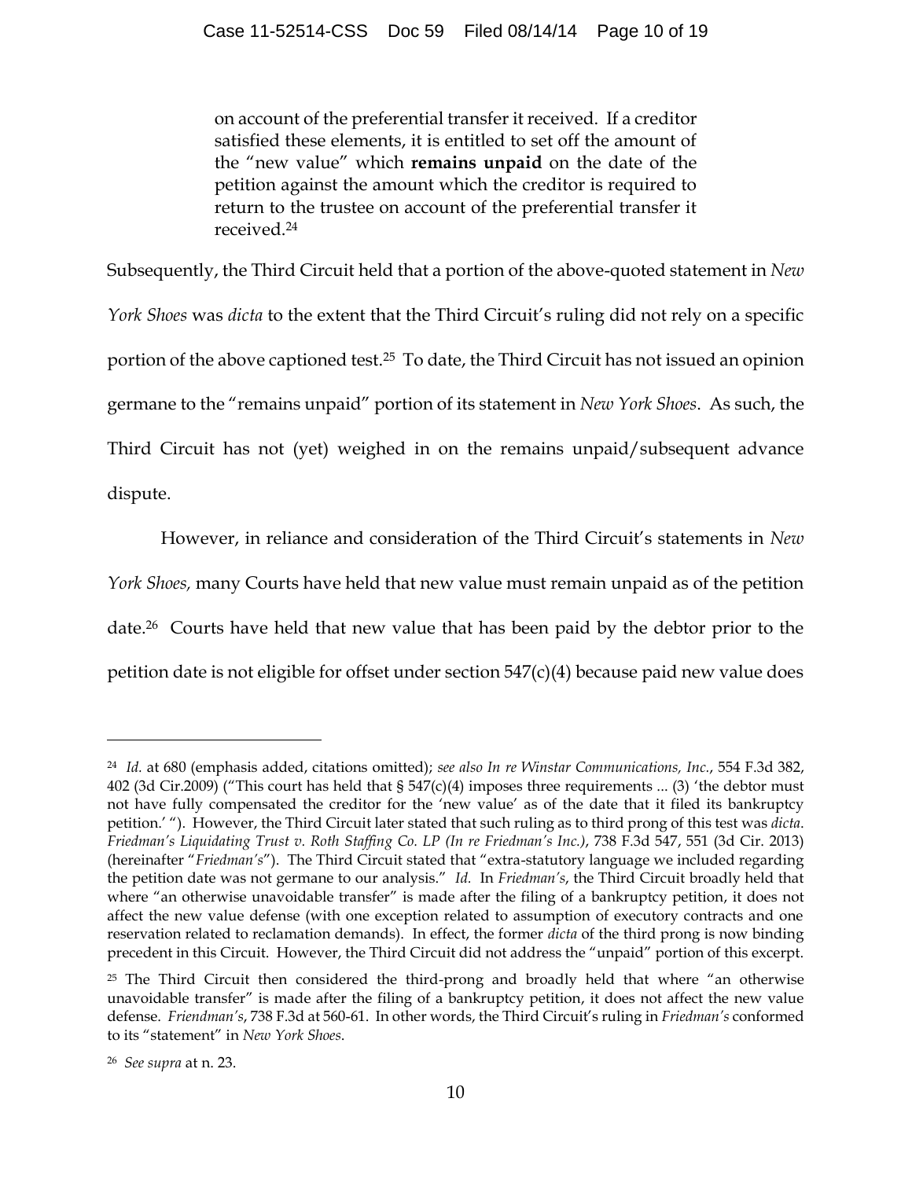> on account of the preferential transfer it received. If a creditor satisfied these elements, it is entitled to set off the amount of the "new value" which **remains unpaid** on the date of the petition against the amount which the creditor is required to return to the trustee on account of the preferential transfer it received.[24]

Subsequently, the Third Circuit held that a portion of the above-quoted statement in *New York Shoes* was *dicta* to the extent that the Third Circuit's ruling did not rely on a specific portion of the above captioned test.[25] To date, the Third Circuit has not issued an opinion germane to the "remains unpaid" portion of its statement in *New York Shoes*. As such, the Third Circuit has not (yet) weighed in on the remains unpaid/subsequent advance dispute.

However, in reliance and consideration of the Third Circuit's statements in *New York Shoes,* many Courts have held that new value must remain unpaid as of the petition date.[26] Courts have held that new value that has been paid by the debtor prior to the petition date is not eligible for offset under section 547(c)(4) because paid new value does

---

[24] *Id.* at 680 (emphasis added, citations omitted); *see also In re Winstar Communications, Inc.*, 554 F.3d 382, 402 (3d Cir.2009) ("This court has held that § 547(c)(4) imposes three requirements ... (3) 'the debtor must not have fully compensated the creditor for the 'new value' as of the date that it filed its bankruptcy petition.' "). However, the Third Circuit later stated that such ruling as to third prong of this test was *dicta*. *Friedman's Liquidating Trust v. Roth Staffing Co. LP (In re Friedman's Inc.)*, 738 F.3d 547, 551 (3d Cir. 2013) (hereinafter "*Friedman's*"). The Third Circuit stated that "extra-statutory language we included regarding the petition date was not germane to our analysis." *Id.* In *Friedman's*, the Third Circuit broadly held that where "an otherwise unavoidable transfer" is made after the filing of a bankruptcy petition, it does not affect the new value defense (with one exception related to assumption of executory contracts and one reservation related to reclamation demands). In effect, the former *dicta* of the third prong is now binding precedent in this Circuit. However, the Third Circuit did not address the "unpaid" portion of this excerpt.

[25] The Third Circuit then considered the third-prong and broadly held that where "an otherwise unavoidable transfer" is made after the filing of a bankruptcy petition, it does not affect the new value defense. *Friendman's*, 738 F.3d at 560-61. In other words, the Third Circuit's ruling in *Friedman's* conformed to its "statement" in *New York Shoes*.

[26] *See supra* at n. 23.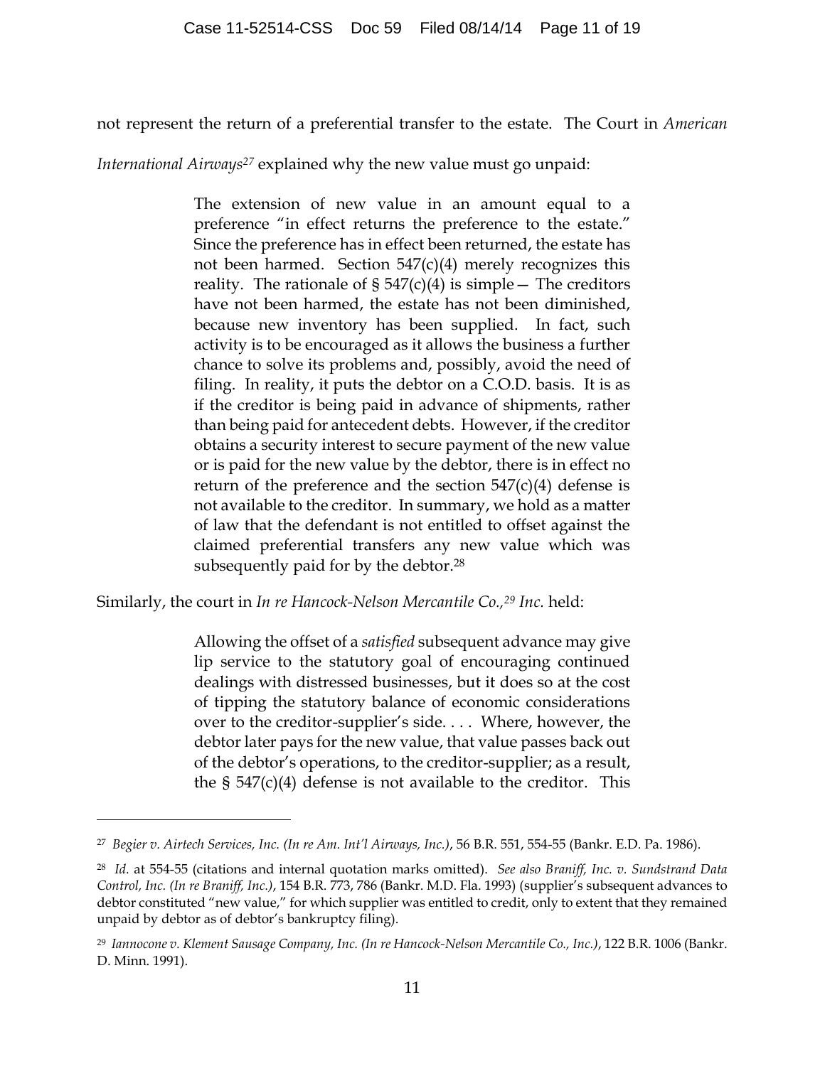not represent the return of a preferential transfer to the estate. The Court in *American International Airways*[27] explained why the new value must go unpaid:

> The extension of new value in an amount equal to a preference "in effect returns the preference to the estate." Since the preference has in effect been returned, the estate has not been harmed. Section 547(c)(4) merely recognizes this reality. The rationale of § 547(c)(4) is simple— The creditors have not been harmed, the estate has not been diminished, because new inventory has been supplied. In fact, such activity is to be encouraged as it allows the business a further chance to solve its problems and, possibly, avoid the need of filing. In reality, it puts the debtor on a C.O.D. basis. It is as if the creditor is being paid in advance of shipments, rather than being paid for antecedent debts. However, if the creditor obtains a security interest to secure payment of the new value or is paid for the new value by the debtor, there is in effect no return of the preference and the section 547(c)(4) defense is not available to the creditor. In summary, we hold as a matter of law that the defendant is not entitled to offset against the claimed preferential transfers any new value which was subsequently paid for by the debtor.[28]

Similarly, the court in *In re Hancock-Nelson Mercantile Co.,*[29] *Inc.* held:

> Allowing the offset of a *satisfied* subsequent advance may give lip service to the statutory goal of encouraging continued dealings with distressed businesses, but it does so at the cost of tipping the statutory balance of economic considerations over to the creditor-supplier's side. . . . Where, however, the debtor later pays for the new value, that value passes back out of the debtor's operations, to the creditor-supplier; as a result, the § 547(c)(4) defense is not available to the creditor. This

---

[27] *Begier v. Airtech Services, Inc. (In re Am. Int'l Airways, Inc.)*, 56 B.R. 551, 554-55 (Bankr. E.D. Pa. 1986).

[28] *Id.* at 554-55 (citations and internal quotation marks omitted). *See also Braniff, Inc. v. Sundstrand Data Control, Inc. (In re Braniff, Inc.)*, 154 B.R. 773, 786 (Bankr. M.D. Fla. 1993) (supplier's subsequent advances to debtor constituted "new value," for which supplier was entitled to credit, only to extent that they remained unpaid by debtor as of debtor's bankruptcy filing).

[29] *Iannocone v. Klement Sausage Company, Inc. (In re Hancock-Nelson Mercantile Co., Inc.)*, 122 B.R. 1006 (Bankr. D. Minn. 1991).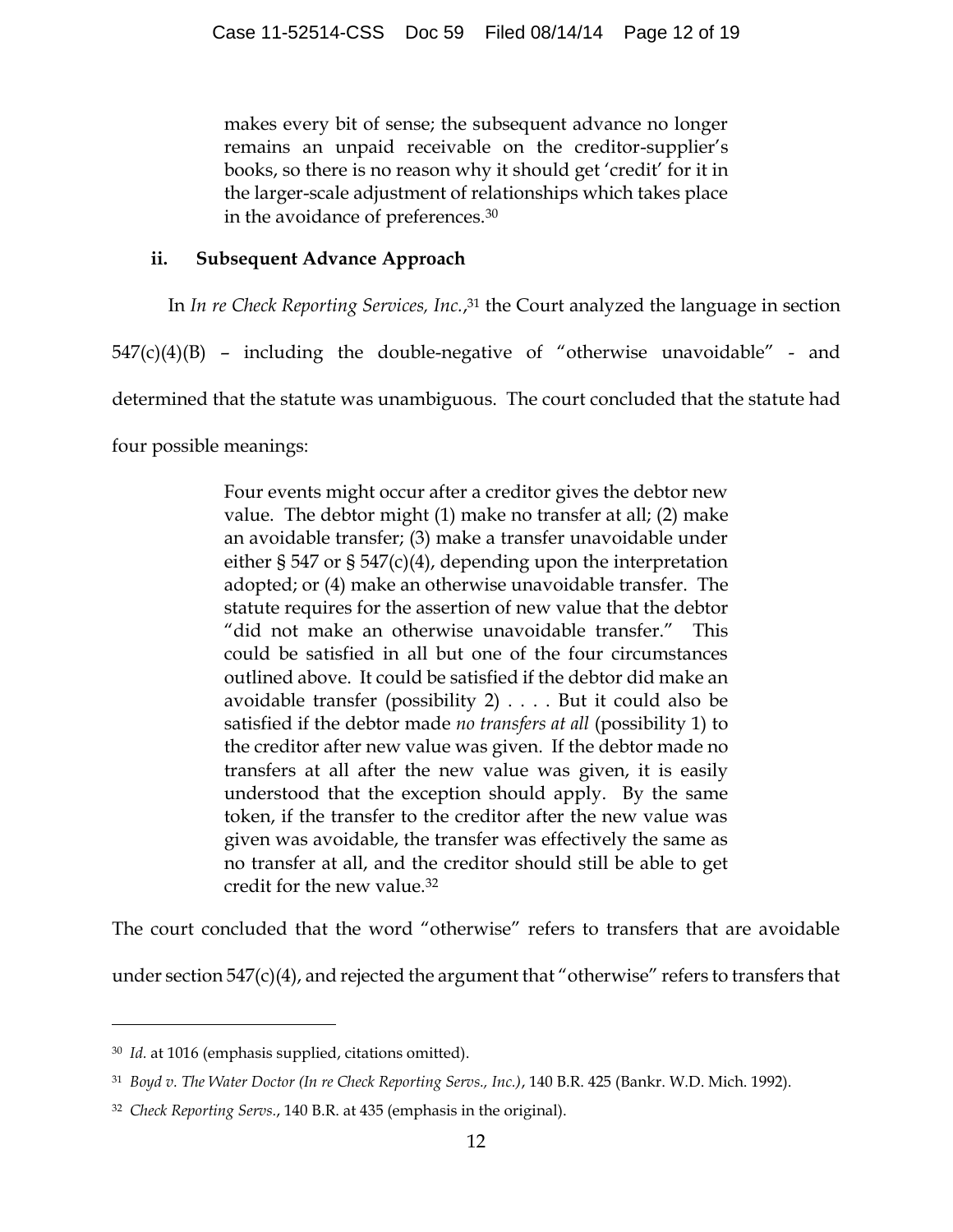> makes every bit of sense; the subsequent advance no longer remains an unpaid receivable on the creditor-supplier's books, so there is no reason why it should get 'credit' for it in the larger-scale adjustment of relationships which takes place in the avoidance of preferences.[30]

### ii. Subsequent Advance Approach

In *In re Check Reporting Services, Inc.*,[31] the Court analyzed the language in section 547(c)(4)(B) – including the double-negative of "otherwise unavoidable" - and determined that the statute was unambiguous. The court concluded that the statute had four possible meanings:

> Four events might occur after a creditor gives the debtor new value. The debtor might (1) make no transfer at all; (2) make an avoidable transfer; (3) make a transfer unavoidable under either § 547 or § 547(c)(4), depending upon the interpretation adopted; or (4) make an otherwise unavoidable transfer. The statute requires for the assertion of new value that the debtor "did not make an otherwise unavoidable transfer." This could be satisfied in all but one of the four circumstances outlined above. It could be satisfied if the debtor did make an avoidable transfer (possibility 2) . . . . But it could also be satisfied if the debtor made *no transfers at all* (possibility 1) to the creditor after new value was given. If the debtor made no transfers at all after the new value was given, it is easily understood that the exception should apply. By the same token, if the transfer to the creditor after the new value was given was avoidable, the transfer was effectively the same as no transfer at all, and the creditor should still be able to get credit for the new value.[32]

The court concluded that the word "otherwise" refers to transfers that are avoidable under section 547(c)(4), and rejected the argument that "otherwise" refers to transfers that

---

[30] *Id.* at 1016 (emphasis supplied, citations omitted).

[31] *Boyd v. The Water Doctor (In re Check Reporting Servs., Inc.)*, 140 B.R. 425 (Bankr. W.D. Mich. 1992).

[32] *Check Reporting Servs.*, 140 B.R. at 435 (emphasis in the original).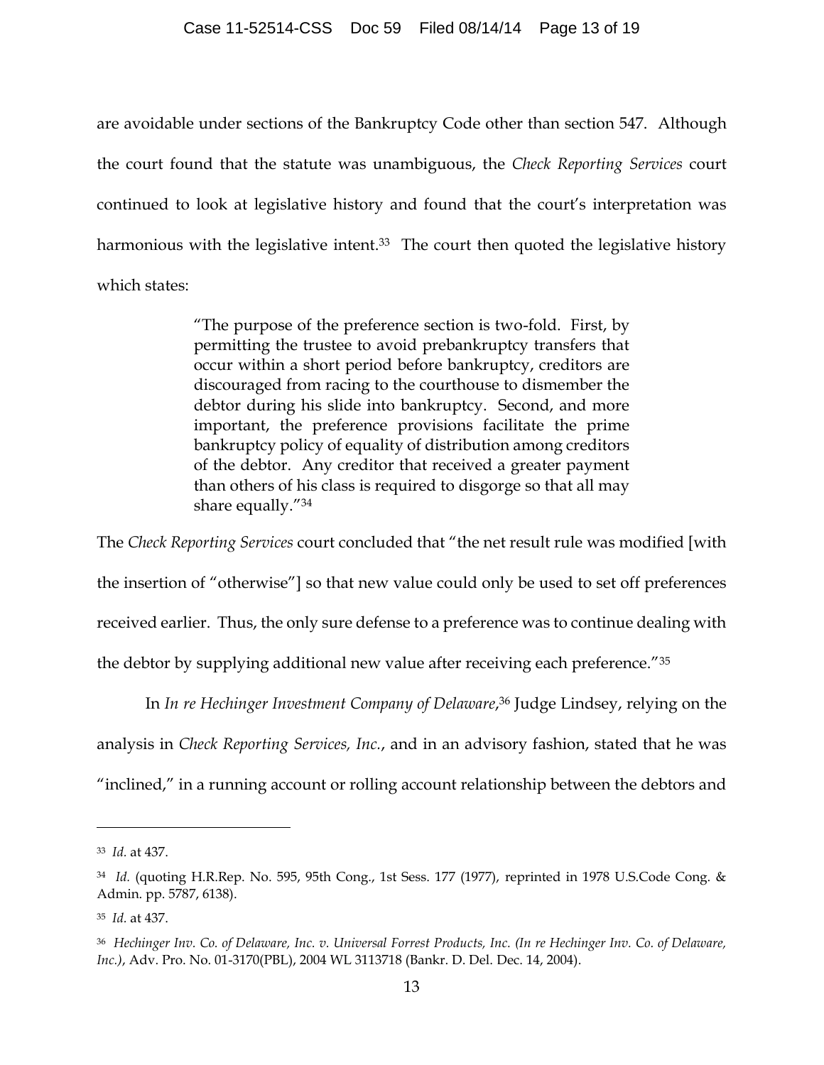are avoidable under sections of the Bankruptcy Code other than section 547. Although the court found that the statute was unambiguous, the *Check Reporting Services* court continued to look at legislative history and found that the court's interpretation was harmonious with the legislative intent.[33] The court then quoted the legislative history which states:

> "The purpose of the preference section is two-fold. First, by permitting the trustee to avoid prebankruptcy transfers that occur within a short period before bankruptcy, creditors are discouraged from racing to the courthouse to dismember the debtor during his slide into bankruptcy. Second, and more important, the preference provisions facilitate the prime bankruptcy policy of equality of distribution among creditors of the debtor. Any creditor that received a greater payment than others of his class is required to disgorge so that all may share equally."[34]

The *Check Reporting Services* court concluded that "the net result rule was modified [with the insertion of "otherwise"] so that new value could only be used to set off preferences received earlier. Thus, the only sure defense to a preference was to continue dealing with the debtor by supplying additional new value after receiving each preference."[35]

In *In re Hechinger Investment Company of Delaware*,[36] Judge Lindsey, relying on the analysis in *Check Reporting Services, Inc.*, and in an advisory fashion, stated that he was "inclined," in a running account or rolling account relationship between the debtors and

---

[33] *Id.* at 437.

[34] *Id.* (quoting H.R.Rep. No. 595, 95th Cong., 1st Sess. 177 (1977), reprinted in 1978 U.S.Code Cong. & Admin. pp. 5787, 6138).

[35] *Id.* at 437.

[36] *Hechinger Inv. Co. of Delaware, Inc. v. Universal Forrest Products, Inc. (In re Hechinger Inv. Co. of Delaware, Inc.)*, Adv. Pro. No. 01-3170(PBL), 2004 WL 3113718 (Bankr. D. Del. Dec. 14, 2004).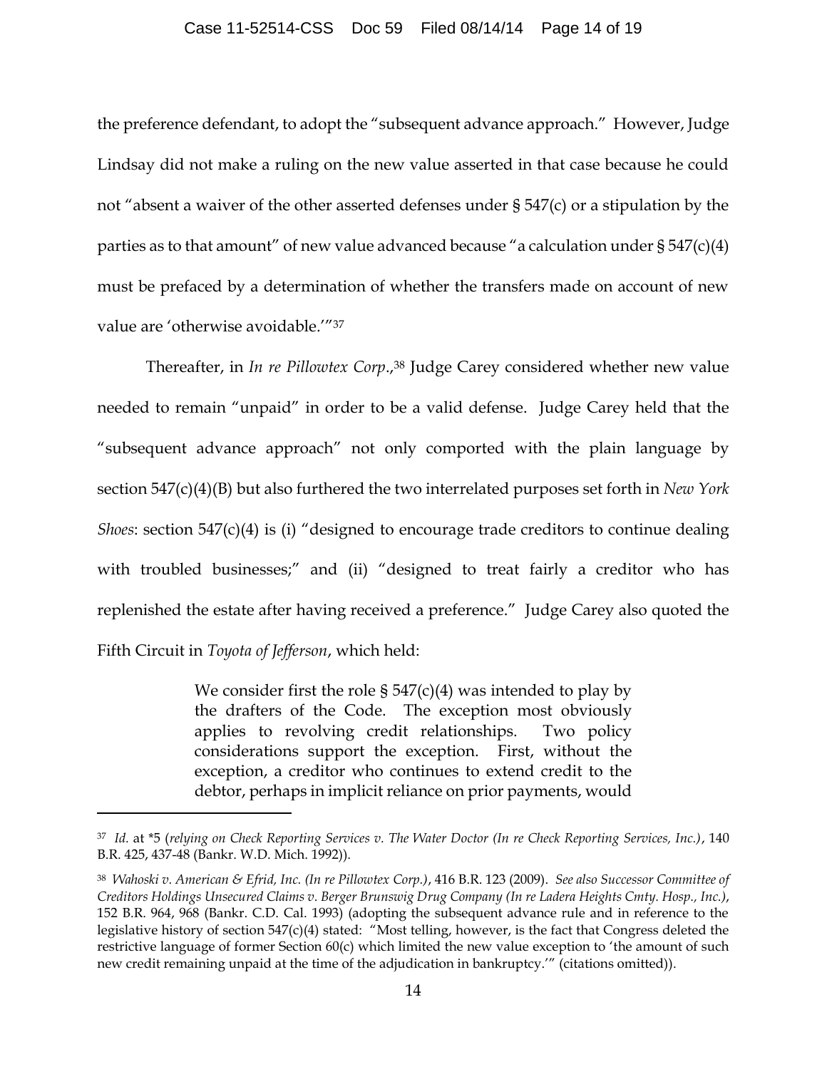the preference defendant, to adopt the "subsequent advance approach." However, Judge Lindsay did not make a ruling on the new value asserted in that case because he could not "absent a waiver of the other asserted defenses under § 547(c) or a stipulation by the parties as to that amount" of new value advanced because "a calculation under § 547(c)(4) must be prefaced by a determination of whether the transfers made on account of new value are 'otherwise avoidable.'"[37]

Thereafter, in *In re Pillowtex Corp*.,[38] Judge Carey considered whether new value needed to remain "unpaid" in order to be a valid defense. Judge Carey held that the "subsequent advance approach" not only comported with the plain language by section 547(c)(4)(B) but also furthered the two interrelated purposes set forth in *New York Shoes*: section 547(c)(4) is (i) "designed to encourage trade creditors to continue dealing with troubled businesses;" and (ii) "designed to treat fairly a creditor who has replenished the estate after having received a preference." Judge Carey also quoted the Fifth Circuit in *Toyota of Jefferson*, which held:

> We consider first the role § 547(c)(4) was intended to play by the drafters of the Code. The exception most obviously applies to revolving credit relationships. Two policy considerations support the exception. First, without the exception, a creditor who continues to extend credit to the debtor, perhaps in implicit reliance on prior payments, would

---

[37] *Id.* at *5 (*relying on Check Reporting Services v. The Water Doctor (In re Check Reporting Services, Inc.)*, 140 B.R. 425, 437-48 (Bankr. W.D. Mich. 1992)).

[38] *Wahoski v. American & Efrid, Inc. (In re Pillowtex Corp.)*, 416 B.R. 123 (2009). *See also Successor Committee of Creditors Holdings Unsecured Claims v. Berger Brunswig Drug Company (In re Ladera Heights Cmty. Hosp., Inc.)*, 152 B.R. 964, 968 (Bankr. C.D. Cal. 1993) (adopting the subsequent advance rule and in reference to the legislative history of section 547(c)(4) stated: "Most telling, however, is the fact that Congress deleted the restrictive language of former Section 60(c) which limited the new value exception to 'the amount of such new credit remaining unpaid at the time of the adjudication in bankruptcy.'" (citations omitted)).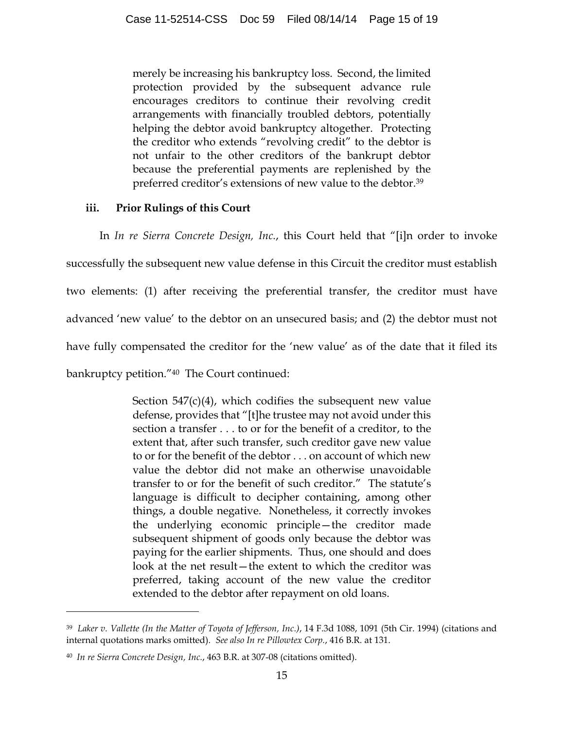> merely be increasing his bankruptcy loss. Second, the limited protection provided by the subsequent advance rule encourages creditors to continue their revolving credit arrangements with financially troubled debtors, potentially helping the debtor avoid bankruptcy altogether. Protecting the creditor who extends "revolving credit" to the debtor is not unfair to the other creditors of the bankrupt debtor because the preferential payments are replenished by the preferred creditor's extensions of new value to the debtor.[39]

### iii. Prior Rulings of this Court

In *In re Sierra Concrete Design, Inc.*, this Court held that "[i]n order to invoke successfully the subsequent new value defense in this Circuit the creditor must establish two elements: (1) after receiving the preferential transfer, the creditor must have advanced 'new value' to the debtor on an unsecured basis; and (2) the debtor must not have fully compensated the creditor for the 'new value' as of the date that it filed its bankruptcy petition."[40] The Court continued:

> Section 547(c)(4), which codifies the subsequent new value defense, provides that "[t]he trustee may not avoid under this section a transfer . . . to or for the benefit of a creditor, to the extent that, after such transfer, such creditor gave new value to or for the benefit of the debtor . . . on account of which new value the debtor did not make an otherwise unavoidable transfer to or for the benefit of such creditor." The statute's language is difficult to decipher containing, among other things, a double negative. Nonetheless, it correctly invokes the underlying economic principle—the creditor made subsequent shipment of goods only because the debtor was paying for the earlier shipments. Thus, one should and does look at the net result—the extent to which the creditor was preferred, taking account of the new value the creditor extended to the debtor after repayment on old loans.

---

[39] *Laker v. Vallette (In the Matter of Toyota of Jefferson, Inc.)*, 14 F.3d 1088, 1091 (5th Cir. 1994) (citations and internal quotations marks omitted). *See also In re Pillowtex Corp.*, 416 B.R. at 131.

[40] *In re Sierra Concrete Design, Inc.*, 463 B.R. at 307-08 (citations omitted).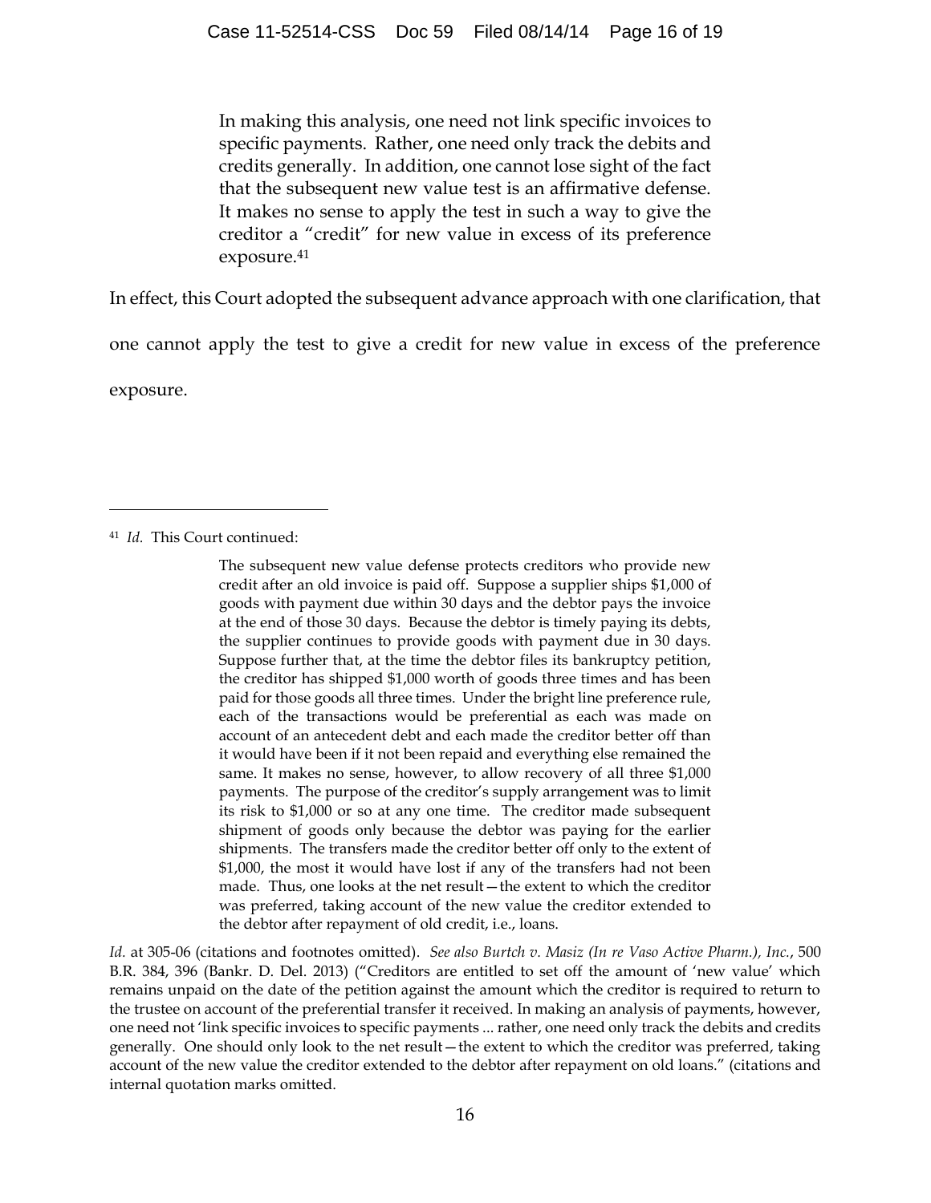> In making this analysis, one need not link specific invoices to specific payments. Rather, one need only track the debits and credits generally. In addition, one cannot lose sight of the fact that the subsequent new value test is an affirmative defense. It makes no sense to apply the test in such a way to give the creditor a "credit" for new value in excess of its preference exposure.[41]

In effect, this Court adopted the subsequent advance approach with one clarification, that one cannot apply the test to give a credit for new value in excess of the preference exposure.

---

[41] *Id.* This Court continued:

> The subsequent new value defense protects creditors who provide new credit after an old invoice is paid off. Suppose a supplier ships $1,000 of goods with payment due within 30 days and the debtor pays the invoice at the end of those 30 days. Because the debtor is timely paying its debts, the supplier continues to provide goods with payment due in 30 days. Suppose further that, at the time the debtor files its bankruptcy petition, the creditor has shipped $1,000 worth of goods three times and has been paid for those goods all three times. Under the bright line preference rule, each of the transactions would be preferential as each was made on account of an antecedent debt and each made the creditor better off than it would have been if it not been repaid and everything else remained the same. It makes no sense, however, to allow recovery of all three $1,000 payments. The purpose of the creditor's supply arrangement was to limit its risk to $1,000 or so at any one time. The creditor made subsequent shipment of goods only because the debtor was paying for the earlier shipments. The transfers made the creditor better off only to the extent of $1,000, the most it would have lost if any of the transfers had not been made. Thus, one looks at the net result—the extent to which the creditor was preferred, taking account of the new value the creditor extended to the debtor after repayment of old credit, i.e., loans.

*Id.* at 305-06 (citations and footnotes omitted). *See also Burtch v. Masiz (In re Vaso Active Pharm.), Inc.*, 500 B.R. 384, 396 (Bankr. D. Del. 2013) ("Creditors are entitled to set off the amount of 'new value' which remains unpaid on the date of the petition against the amount which the creditor is required to return to the trustee on account of the preferential transfer it received. In making an analysis of payments, however, one need not 'link specific invoices to specific payments ... rather, one need only track the debits and credits generally. One should only look to the net result—the extent to which the creditor was preferred, taking account of the new value the creditor extended to the debtor after repayment on old loans." (citations and internal quotation marks omitted.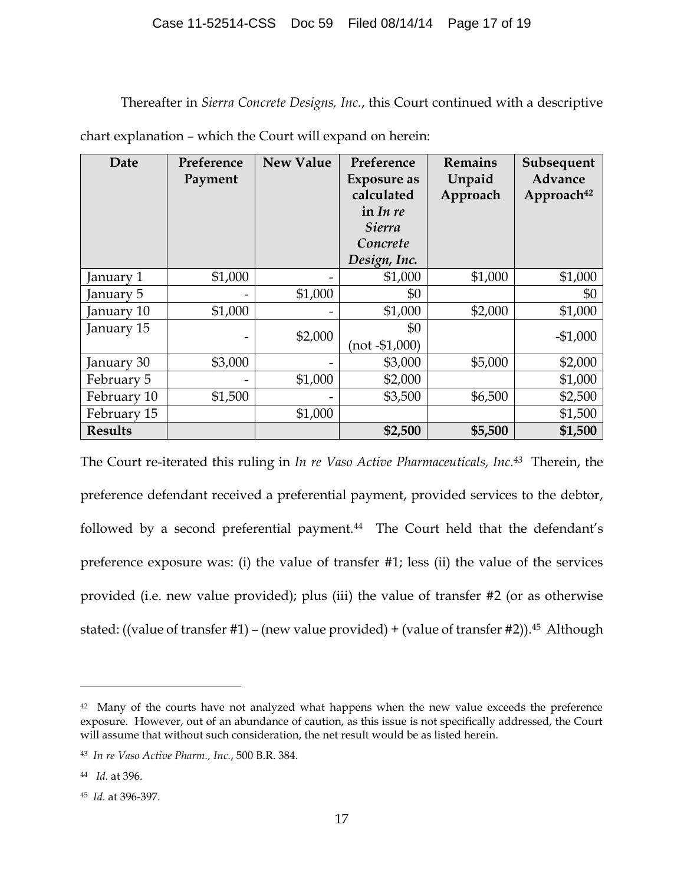Thereafter in *Sierra Concrete Designs, Inc.*, this Court continued with a descriptive chart explanation – which the Court will expand on herein:

| Date | Preference Payment | New Value | Preference Exposure as calculated in *In re Sierra Concrete Design, Inc.* | Remains Unpaid Approach | Subsequent Advance Approach[42] |
|---|---|---|---|---|---|
| January 1 | $1,000 | - | $1,000 | $1,000 | $1,000 |
| January 5 | - | $1,000 | $0 | | $0 |
| January 10 | $1,000 | - | $1,000 | $2,000 | $1,000 |
| January 15 | - | $2,000 | $0 (not -$1,000) | | -$1,000 |
| January 30 | $3,000 | - | $3,000 | $5,000 | $2,000 |
| February 5 | - | $1,000 | $2,000 | | $1,000 |
| February 10 | $1,500 | - | $3,500 | $6,500 | $2,500 |
| February 15 | | $1,000 | | | $1,500 |
| **Results** | | | **$2,500** | **$5,500** | **$1,500** |

The Court re-iterated this ruling in *In re Vaso Active Pharmaceuticals, Inc.*[43] Therein, the preference defendant received a preferential payment, provided services to the debtor, followed by a second preferential payment.[44] The Court held that the defendant's preference exposure was: (i) the value of transfer #1; less (ii) the value of the services provided (i.e. new value provided); plus (iii) the value of transfer #2 (or as otherwise stated: ((value of transfer #1) – (new value provided) + (value of transfer #2)).[45] Although

---

[42] Many of the courts have not analyzed what happens when the new value exceeds the preference exposure. However, out of an abundance of caution, as this issue is not specifically addressed, the Court will assume that without such consideration, the net result would be as listed herein.

[43] *In re Vaso Active Pharm., Inc.*, 500 B.R. 384.

[44] *Id.* at 396.

[45] *Id.* at 396-397.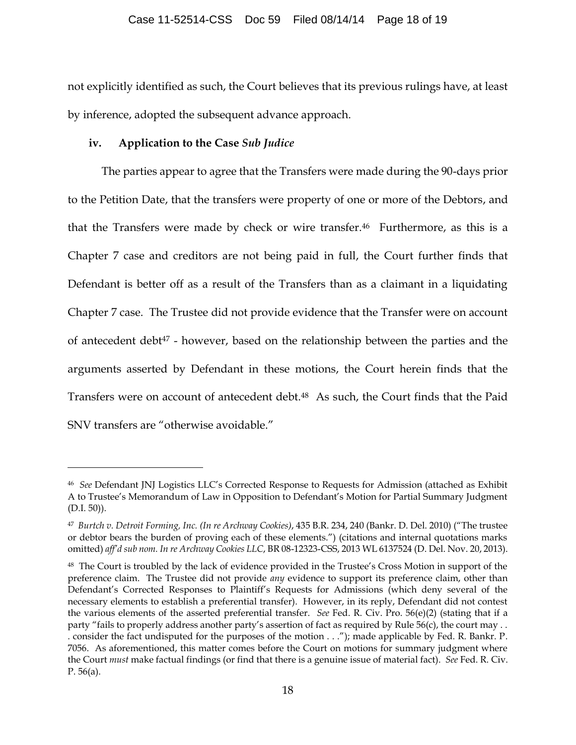not explicitly identified as such, the Court believes that its previous rulings have, at least by inference, adopted the subsequent advance approach.

### iv. Application to the Case *Sub Judice*

The parties appear to agree that the Transfers were made during the 90-days prior to the Petition Date, that the transfers were property of one or more of the Debtors, and that the Transfers were made by check or wire transfer.[46] Furthermore, as this is a Chapter 7 case and creditors are not being paid in full, the Court further finds that Defendant is better off as a result of the Transfers than as a claimant in a liquidating Chapter 7 case. The Trustee did not provide evidence that the Transfer were on account of antecedent debt[47] - however, based on the relationship between the parties and the arguments asserted by Defendant in these motions, the Court herein finds that the Transfers were on account of antecedent debt.[48] As such, the Court finds that the Paid SNV transfers are "otherwise avoidable."

---

[46] *See* Defendant JNJ Logistics LLC's Corrected Response to Requests for Admission (attached as Exhibit A to Trustee's Memorandum of Law in Opposition to Defendant's Motion for Partial Summary Judgment (D.I. 50)).

[47] *Burtch v. Detroit Forming, Inc. (In re Archway Cookies)*, 435 B.R. 234, 240 (Bankr. D. Del. 2010) ("The trustee or debtor bears the burden of proving each of these elements.") (citations and internal quotations marks omitted) *aff'd sub nom. In re Archway Cookies LLC*, BR 08-12323-CSS, 2013 WL 6137524 (D. Del. Nov. 20, 2013).

[48] The Court is troubled by the lack of evidence provided in the Trustee's Cross Motion in support of the preference claim. The Trustee did not provide *any* evidence to support its preference claim, other than Defendant's Corrected Responses to Plaintiff's Requests for Admissions (which deny several of the necessary elements to establish a preferential transfer). However, in its reply, Defendant did not contest the various elements of the asserted preferential transfer. *See* Fed. R. Civ. Pro. 56(e)(2) (stating that if a party "fails to properly address another party's assertion of fact as required by Rule 56(c), the court may . . . consider the fact undisputed for the purposes of the motion . . ."); made applicable by Fed. R. Bankr. P. 7056. As aforementioned, this matter comes before the Court on motions for summary judgment where the Court *must* make factual findings (or find that there is a genuine issue of material fact). *See* Fed. R. Civ. P. 56(a).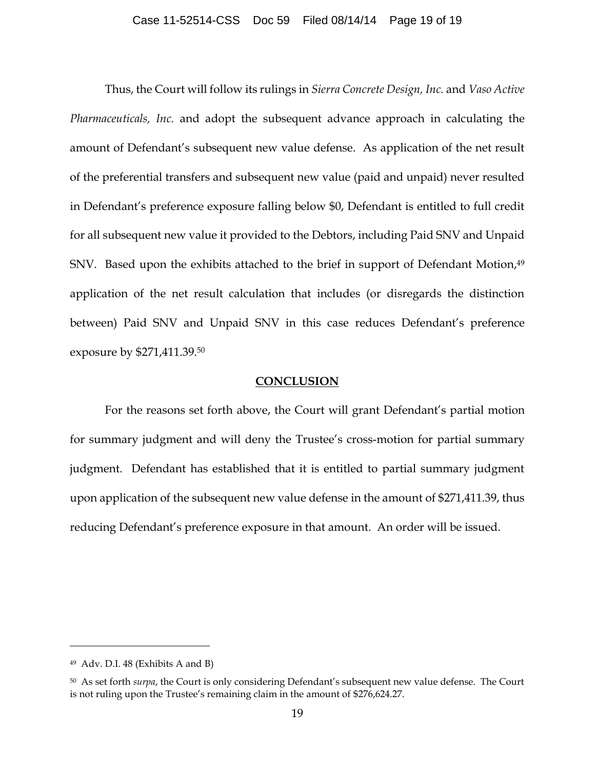Thus, the Court will follow its rulings in *Sierra Concrete Design, Inc.* and *Vaso Active Pharmaceuticals, Inc.* and adopt the subsequent advance approach in calculating the amount of Defendant's subsequent new value defense. As application of the net result of the preferential transfers and subsequent new value (paid and unpaid) never resulted in Defendant's preference exposure falling below $0, Defendant is entitled to full credit for all subsequent new value it provided to the Debtors, including Paid SNV and Unpaid SNV. Based upon the exhibits attached to the brief in support of Defendant Motion,[49] application of the net result calculation that includes (or disregards the distinction between) Paid SNV and Unpaid SNV in this case reduces Defendant's preference exposure by $271,411.39.[50]

## CONCLUSION

For the reasons set forth above, the Court will grant Defendant's partial motion for summary judgment and will deny the Trustee's cross-motion for partial summary judgment. Defendant has established that it is entitled to partial summary judgment upon application of the subsequent new value defense in the amount of $271,411.39, thus reducing Defendant's preference exposure in that amount. An order will be issued.

---

[49] Adv. D.I. 48 (Exhibits A and B)

[50] As set forth *surpa*, the Court is only considering Defendant's subsequent new value defense. The Court is not ruling upon the Trustee's remaining claim in the amount of $276,624.27.